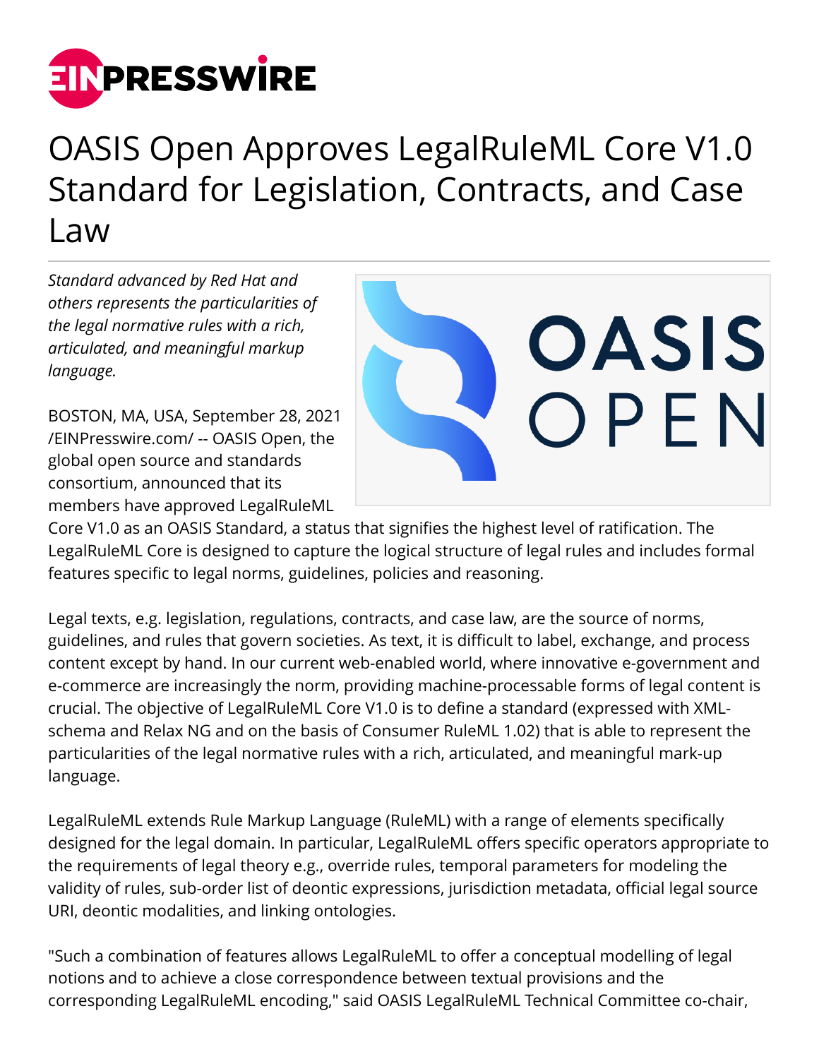# OASIS Open Approves LegalRuleML Core V1.0 Standard for Legislation, Contracts, and Case Law

*Standard advanced by Red Hat and others represents the particularities of the legal normative rules with a rich, articulated, and meaningful markup language.*

BOSTON, MA, USA, September 28, 2021 /EINPresswire.com/ -- OASIS Open, the global open source and standards consortium, announced that its members have approved LegalRuleML Core V1.0 as an OASIS Standard, a status that signifies the highest level of ratification. The LegalRuleML Core is designed to capture the logical structure of legal rules and includes formal features specific to legal norms, guidelines, policies and reasoning.

Legal texts, e.g. legislation, regulations, contracts, and case law, are the source of norms, guidelines, and rules that govern societies. As text, it is difficult to label, exchange, and process content except by hand. In our current web-enabled world, where innovative e-government and e-commerce are increasingly the norm, providing machine-processable forms of legal content is crucial. The objective of LegalRuleML Core V1.0 is to define a standard (expressed with XML-schema and Relax NG and on the basis of Consumer RuleML 1.02) that is able to represent the particularities of the legal normative rules with a rich, articulated, and meaningful mark-up language.

LegalRuleML extends Rule Markup Language (RuleML) with a range of elements specifically designed for the legal domain. In particular, LegalRuleML offers specific operators appropriate to the requirements of legal theory e.g., override rules, temporal parameters for modeling the validity of rules, sub-order list of deontic expressions, jurisdiction metadata, official legal source URI, deontic modalities, and linking ontologies.

"Such a combination of features allows LegalRuleML to offer a conceptual modelling of legal notions and to achieve a close correspondence between textual provisions and the corresponding LegalRuleML encoding," said OASIS LegalRuleML Technical Committee co-chair,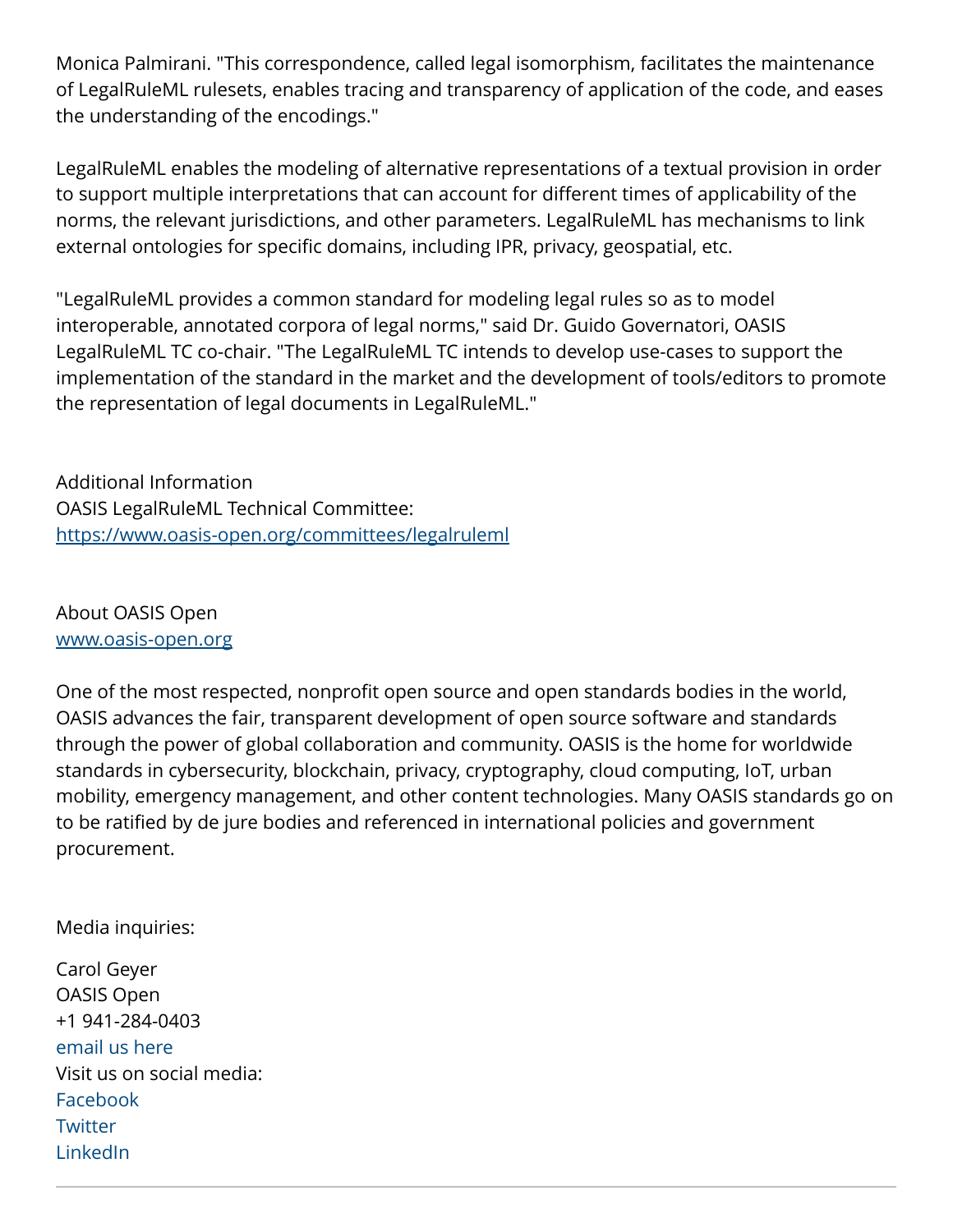Monica Palmirani. "This correspondence, called legal isomorphism, facilitates the maintenance of LegalRuleML rulesets, enables tracing and transparency of application of the code, and eases the understanding of the encodings."

LegalRuleML enables the modeling of alternative representations of a textual provision in order to support multiple interpretations that can account for different times of applicability of the norms, the relevant jurisdictions, and other parameters. LegalRuleML has mechanisms to link external ontologies for specific domains, including IPR, privacy, geospatial, etc.

"LegalRuleML provides a common standard for modeling legal rules so as to model interoperable, annotated corpora of legal norms," said Dr. Guido Governatori, OASIS LegalRuleML TC co-chair. "The LegalRuleML TC intends to develop use-cases to support the implementation of the standard in the market and the development of tools/editors to promote the representation of legal documents in LegalRuleML."

Additional Information
OASIS LegalRuleML Technical Committee:
[https://www.oasis-open.org/committees/legalruleml](https://www.oasis-open.org/committees/legalruleml)

About OASIS Open
[www.oasis-open.org](www.oasis-open.org)

One of the most respected, nonprofit open source and open standards bodies in the world, OASIS advances the fair, transparent development of open source software and standards through the power of global collaboration and community. OASIS is the home for worldwide standards in cybersecurity, blockchain, privacy, cryptography, cloud computing, IoT, urban mobility, emergency management, and other content technologies. Many OASIS standards go on to be ratified by de jure bodies and referenced in international policies and government procurement.

Media inquiries:

Carol Geyer
OASIS Open
+1 941-284-0403
email us here
Visit us on social media:
Facebook
Twitter
LinkedIn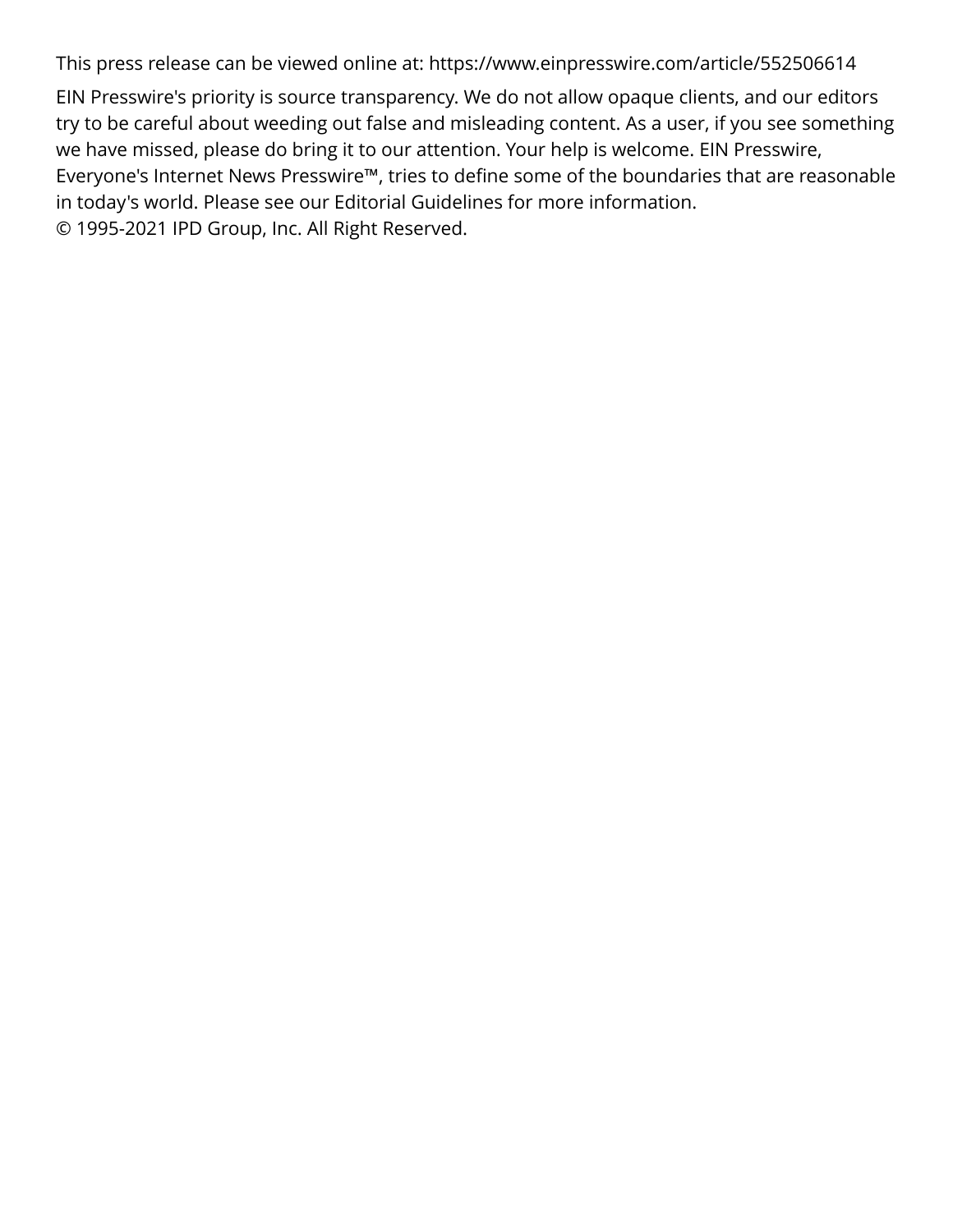This press release can be viewed online at: https://www.einpresswire.com/article/552506614

EIN Presswire's priority is source transparency. We do not allow opaque clients, and our editors try to be careful about weeding out false and misleading content. As a user, if you see something we have missed, please do bring it to our attention. Your help is welcome. EIN Presswire, Everyone's Internet News Presswire™, tries to define some of the boundaries that are reasonable in today's world. Please see our Editorial Guidelines for more information.
© 1995-2021 IPD Group, Inc. All Right Reserved.